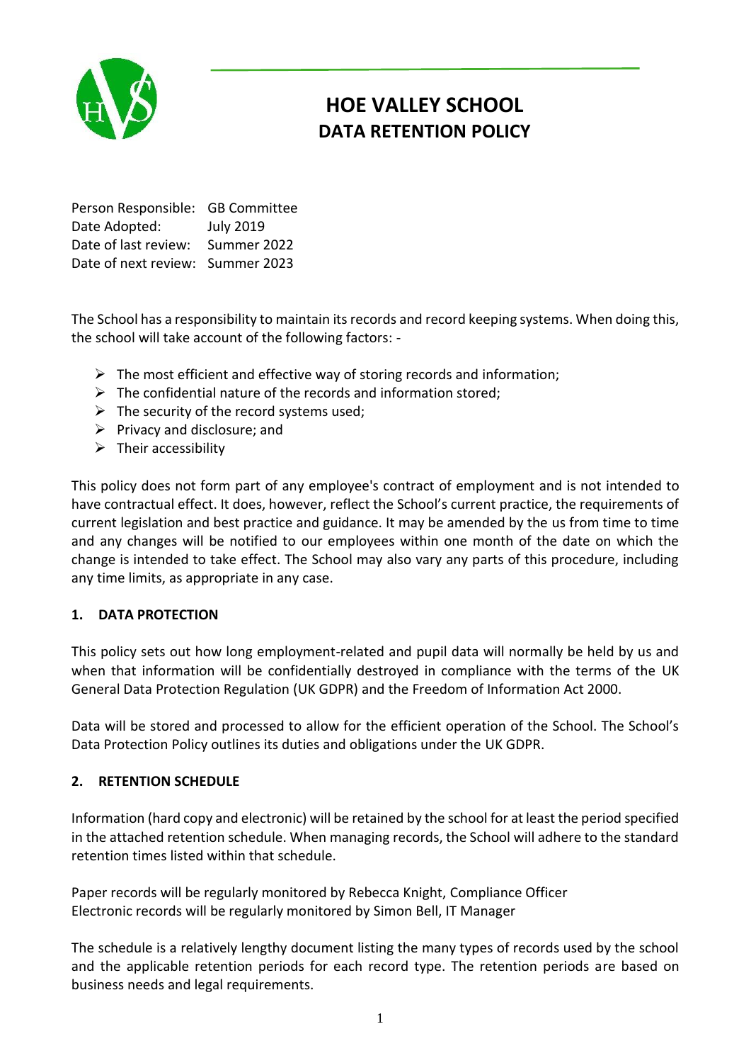# HOE VALLEY SCHOOL
# DATA RETENTION POLICY

Person Responsible: GB Committee
Date Adopted: July 2019
Date of last review: Summer 2022
Date of next review: Summer 2023

The School has a responsibility to maintain its records and record keeping systems. When doing this, the school will take account of the following factors: -

- The most efficient and effective way of storing records and information;
- The confidential nature of the records and information stored;
- The security of the record systems used;
- Privacy and disclosure; and
- Their accessibility

This policy does not form part of any employee's contract of employment and is not intended to have contractual effect. It does, however, reflect the School's current practice, the requirements of current legislation and best practice and guidance. It may be amended by the us from time to time and any changes will be notified to our employees within one month of the date on which the change is intended to take effect. The School may also vary any parts of this procedure, including any time limits, as appropriate in any case.

## 1. DATA PROTECTION

This policy sets out how long employment-related and pupil data will normally be held by us and when that information will be confidentially destroyed in compliance with the terms of the UK General Data Protection Regulation (UK GDPR) and the Freedom of Information Act 2000.

Data will be stored and processed to allow for the efficient operation of the School. The School's Data Protection Policy outlines its duties and obligations under the UK GDPR.

## 2. RETENTION SCHEDULE

Information (hard copy and electronic) will be retained by the school for at least the period specified in the attached retention schedule. When managing records, the School will adhere to the standard retention times listed within that schedule.

Paper records will be regularly monitored by Rebecca Knight, Compliance Officer
Electronic records will be regularly monitored by Simon Bell, IT Manager

The schedule is a relatively lengthy document listing the many types of records used by the school and the applicable retention periods for each record type. The retention periods are based on business needs and legal requirements.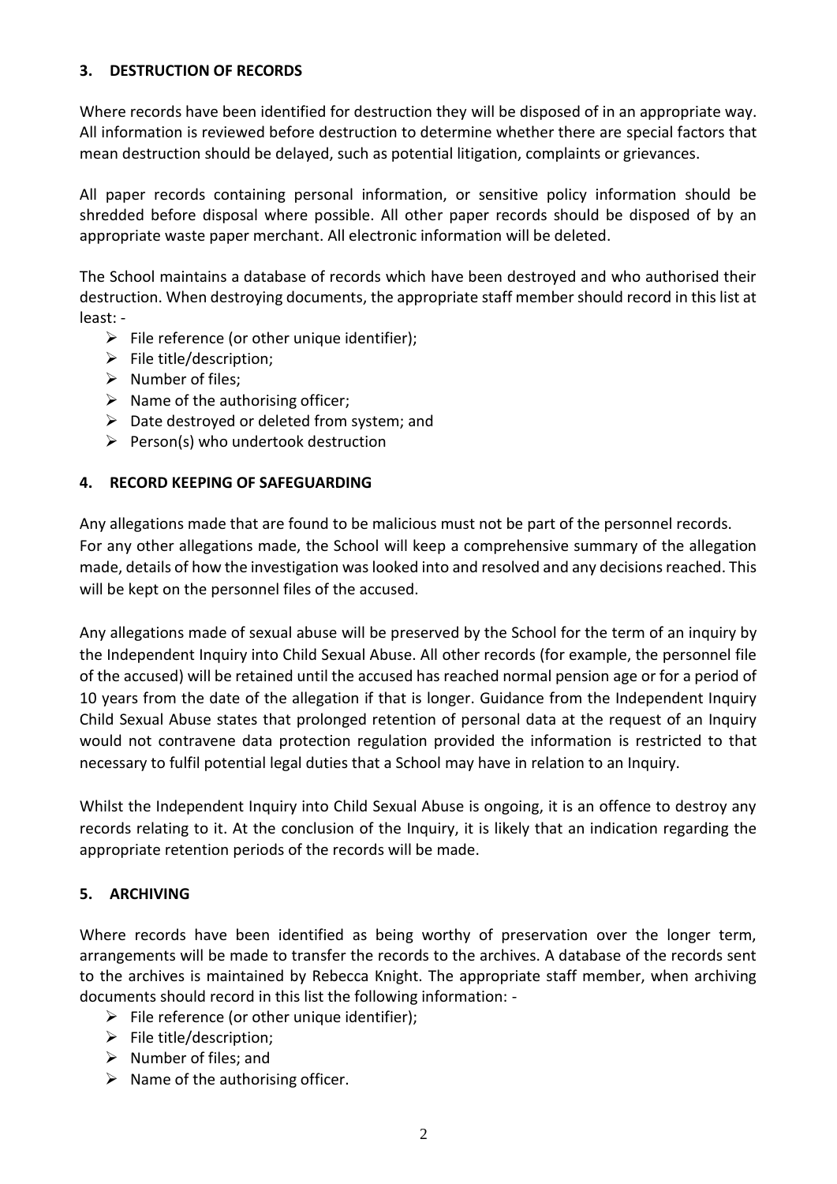## 3. DESTRUCTION OF RECORDS

Where records have been identified for destruction they will be disposed of in an appropriate way. All information is reviewed before destruction to determine whether there are special factors that mean destruction should be delayed, such as potential litigation, complaints or grievances.

All paper records containing personal information, or sensitive policy information should be shredded before disposal where possible. All other paper records should be disposed of by an appropriate waste paper merchant. All electronic information will be deleted.

The School maintains a database of records which have been destroyed and who authorised their destruction. When destroying documents, the appropriate staff member should record in this list at least: -

- File reference (or other unique identifier);
- File title/description;
- Number of files;
- Name of the authorising officer;
- Date destroyed or deleted from system; and
- Person(s) who undertook destruction

## 4. RECORD KEEPING OF SAFEGUARDING

Any allegations made that are found to be malicious must not be part of the personnel records. For any other allegations made, the School will keep a comprehensive summary of the allegation made, details of how the investigation was looked into and resolved and any decisions reached. This will be kept on the personnel files of the accused.

Any allegations made of sexual abuse will be preserved by the School for the term of an inquiry by the Independent Inquiry into Child Sexual Abuse. All other records (for example, the personnel file of the accused) will be retained until the accused has reached normal pension age or for a period of 10 years from the date of the allegation if that is longer. Guidance from the Independent Inquiry Child Sexual Abuse states that prolonged retention of personal data at the request of an Inquiry would not contravene data protection regulation provided the information is restricted to that necessary to fulfil potential legal duties that a School may have in relation to an Inquiry.

Whilst the Independent Inquiry into Child Sexual Abuse is ongoing, it is an offence to destroy any records relating to it. At the conclusion of the Inquiry, it is likely that an indication regarding the appropriate retention periods of the records will be made.

## 5. ARCHIVING

Where records have been identified as being worthy of preservation over the longer term, arrangements will be made to transfer the records to the archives. A database of the records sent to the archives is maintained by Rebecca Knight. The appropriate staff member, when archiving documents should record in this list the following information: -

- File reference (or other unique identifier);
- File title/description;
- Number of files; and
- Name of the authorising officer.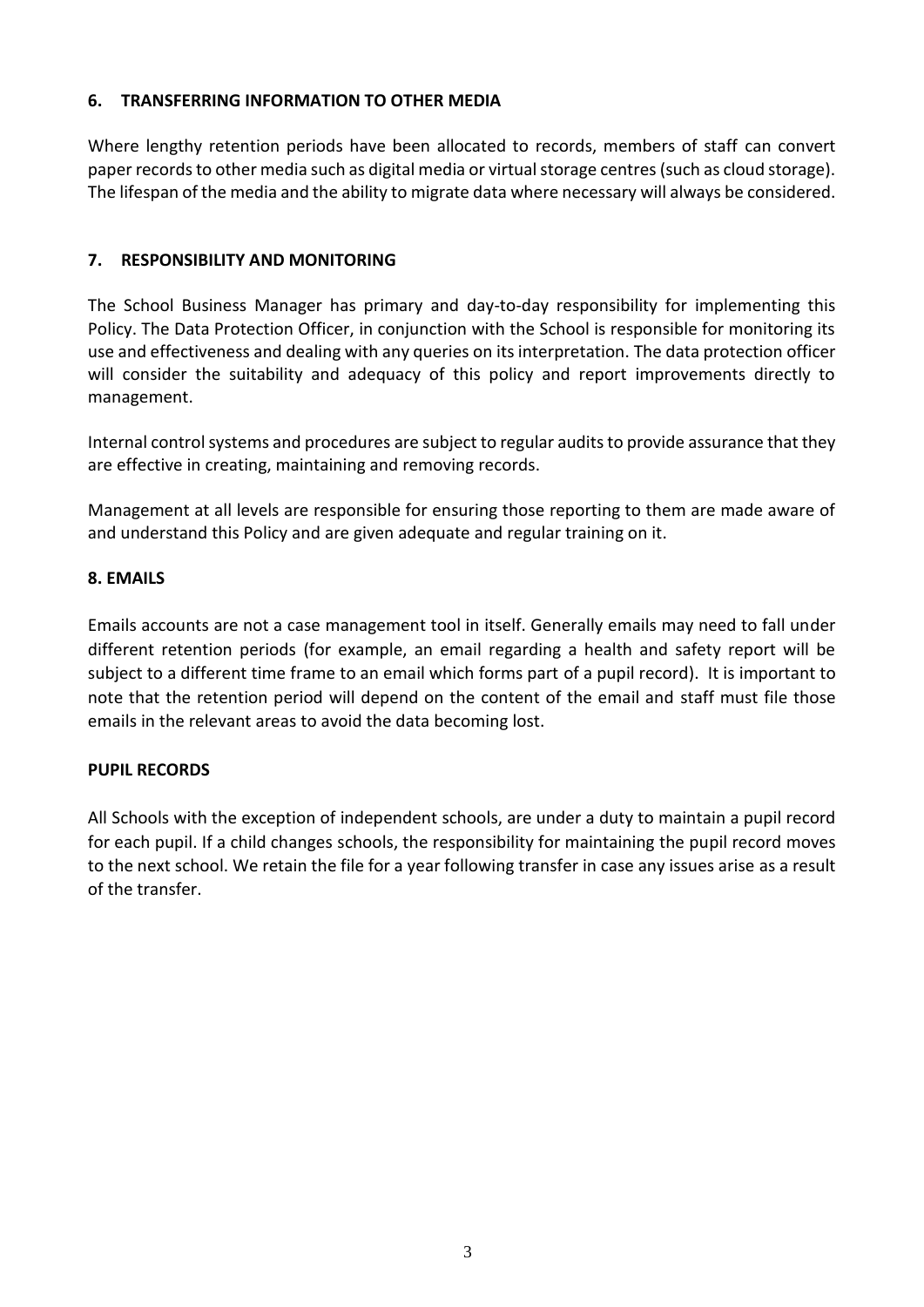## 6. TRANSFERRING INFORMATION TO OTHER MEDIA

Where lengthy retention periods have been allocated to records, members of staff can convert paper records to other media such as digital media or virtual storage centres (such as cloud storage). The lifespan of the media and the ability to migrate data where necessary will always be considered.

## 7. RESPONSIBILITY AND MONITORING

The School Business Manager has primary and day-to-day responsibility for implementing this Policy. The Data Protection Officer, in conjunction with the School is responsible for monitoring its use and effectiveness and dealing with any queries on its interpretation. The data protection officer will consider the suitability and adequacy of this policy and report improvements directly to management.

Internal control systems and procedures are subject to regular audits to provide assurance that they are effective in creating, maintaining and removing records.

Management at all levels are responsible for ensuring those reporting to them are made aware of and understand this Policy and are given adequate and regular training on it.

## 8. EMAILS

Emails accounts are not a case management tool in itself. Generally emails may need to fall under different retention periods (for example, an email regarding a health and safety report will be subject to a different time frame to an email which forms part of a pupil record). It is important to note that the retention period will depend on the content of the email and staff must file those emails in the relevant areas to avoid the data becoming lost.

## PUPIL RECORDS

All Schools with the exception of independent schools, are under a duty to maintain a pupil record for each pupil. If a child changes schools, the responsibility for maintaining the pupil record moves to the next school. We retain the file for a year following transfer in case any issues arise as a result of the transfer.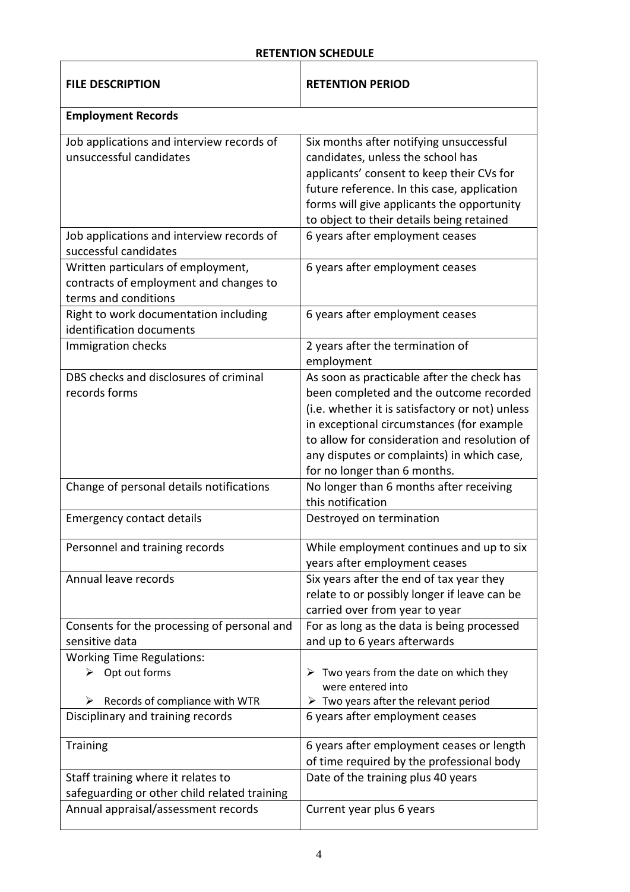**RETENTION SCHEDULE**

| FILE DESCRIPTION | RETENTION PERIOD |
|---|---|
| **Employment Records** | |
| Job applications and interview records of unsuccessful candidates | Six months after notifying unsuccessful candidates, unless the school has applicants' consent to keep their CVs for future reference. In this case, application forms will give applicants the opportunity to object to their details being retained |
| Job applications and interview records of successful candidates | 6 years after employment ceases |
| Written particulars of employment, contracts of employment and changes to terms and conditions | 6 years after employment ceases |
| Right to work documentation including identification documents | 6 years after employment ceases |
| Immigration checks | 2 years after the termination of employment |
| DBS checks and disclosures of criminal records forms | As soon as practicable after the check has been completed and the outcome recorded (i.e. whether it is satisfactory or not) unless in exceptional circumstances (for example to allow for consideration and resolution of any disputes or complaints) in which case, for no longer than 6 months. |
| Change of personal details notifications | No longer than 6 months after receiving this notification |
| Emergency contact details | Destroyed on termination |
| Personnel and training records | While employment continues and up to six years after employment ceases |
| Annual leave records | Six years after the end of tax year they relate to or possibly longer if leave can be carried over from year to year |
| Consents for the processing of personal and sensitive data | For as long as the data is being processed and up to 6 years afterwards |
| Working Time Regulations:<br>➢ Opt out forms<br>➢ Records of compliance with WTR | <br>➢ Two years from the date on which they were entered into<br>➢ Two years after the relevant period |
| Disciplinary and training records | 6 years after employment ceases |
| Training | 6 years after employment ceases or length of time required by the professional body |
| Staff training where it relates to safeguarding or other child related training | Date of the training plus 40 years |
| Annual appraisal/assessment records | Current year plus 6 years |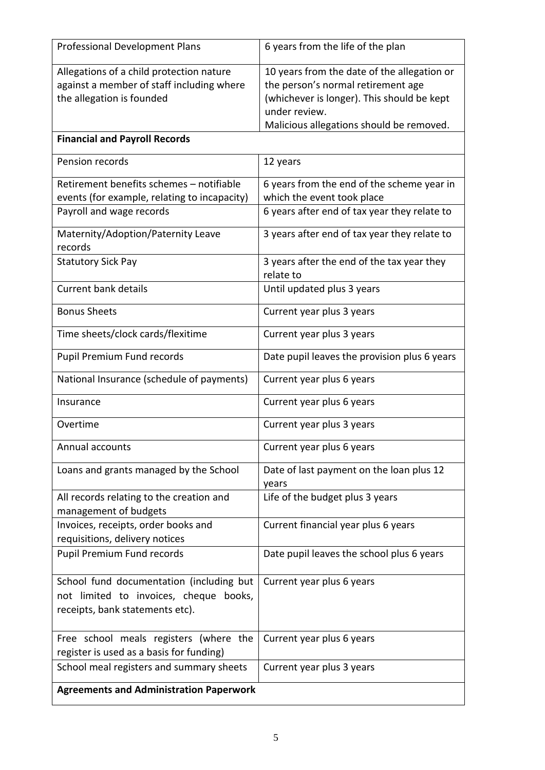| | |
|---|---|
| Professional Development Plans | 6 years from the life of the plan |
| Allegations of a child protection nature against a member of staff including where the allegation is founded | 10 years from the date of the allegation or the person's normal retirement age (whichever is longer). This should be kept under review. Malicious allegations should be removed. |
| **Financial and Payroll Records** | |
| Pension records | 12 years |
| Retirement benefits schemes – notifiable events (for example, relating to incapacity) | 6 years from the end of the scheme year in which the event took place |
| Payroll and wage records | 6 years after end of tax year they relate to |
| Maternity/Adoption/Paternity Leave records | 3 years after end of tax year they relate to |
| Statutory Sick Pay | 3 years after the end of the tax year they relate to |
| Current bank details | Until updated plus 3 years |
| Bonus Sheets | Current year plus 3 years |
| Time sheets/clock cards/flexitime | Current year plus 3 years |
| Pupil Premium Fund records | Date pupil leaves the provision plus 6 years |
| National Insurance (schedule of payments) | Current year plus 6 years |
| Insurance | Current year plus 6 years |
| Overtime | Current year plus 3 years |
| Annual accounts | Current year plus 6 years |
| Loans and grants managed by the School | Date of last payment on the loan plus 12 years |
| All records relating to the creation and management of budgets | Life of the budget plus 3 years |
| Invoices, receipts, order books and requisitions, delivery notices | Current financial year plus 6 years |
| Pupil Premium Fund records | Date pupil leaves the school plus 6 years |
| School fund documentation (including but not limited to invoices, cheque books, receipts, bank statements etc). | Current year plus 6 years |
| Free school meals registers (where the register is used as a basis for funding) | Current year plus 6 years |
| School meal registers and summary sheets | Current year plus 3 years |
| **Agreements and Administration Paperwork** | |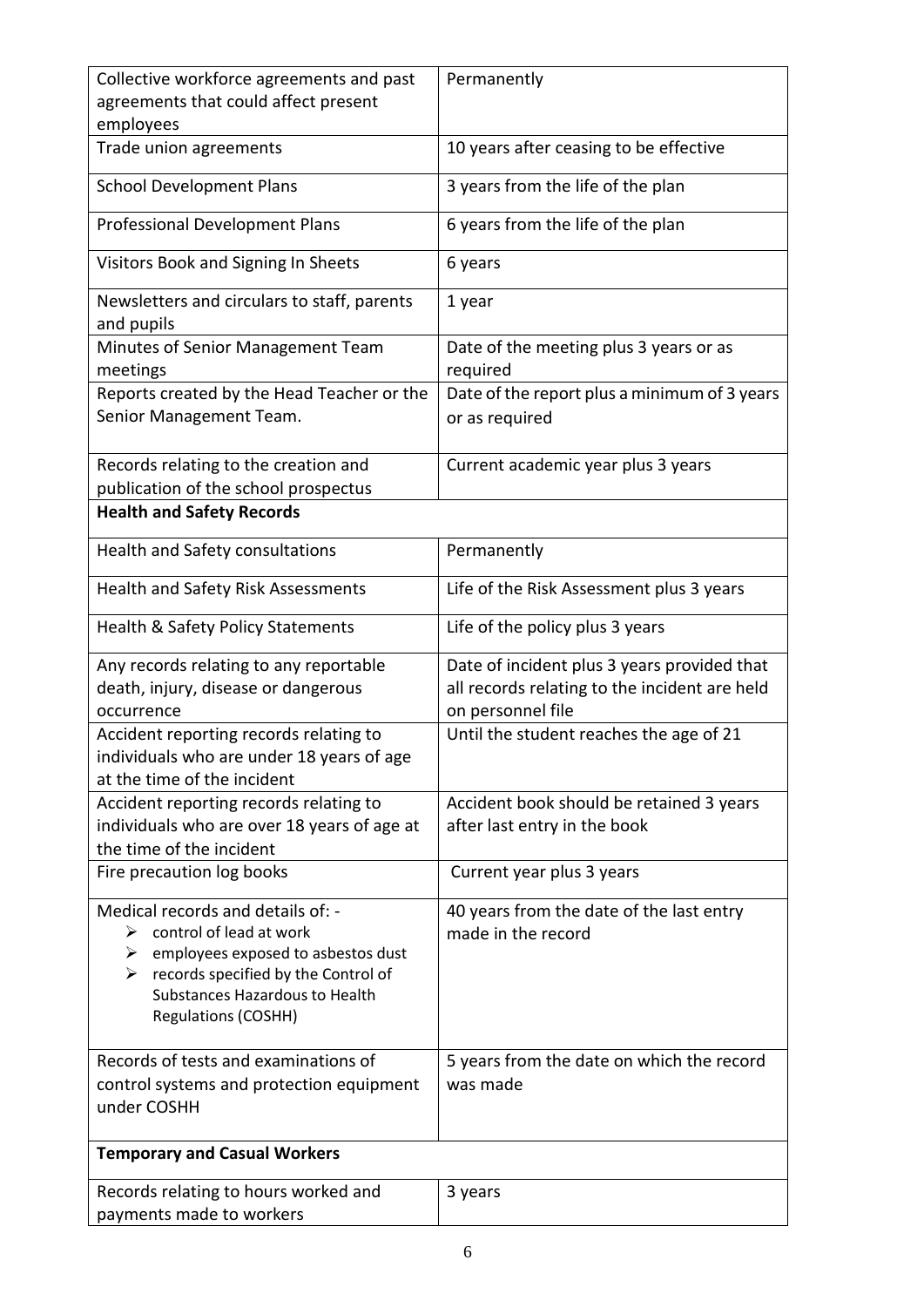| | |
|---|---|
| Collective workforce agreements and past agreements that could affect present employees | Permanently |
| Trade union agreements | 10 years after ceasing to be effective |
| School Development Plans | 3 years from the life of the plan |
| Professional Development Plans | 6 years from the life of the plan |
| Visitors Book and Signing In Sheets | 6 years |
| Newsletters and circulars to staff, parents and pupils | 1 year |
| Minutes of Senior Management Team meetings | Date of the meeting plus 3 years or as required |
| Reports created by the Head Teacher or the Senior Management Team. | Date of the report plus a minimum of 3 years or as required |
| Records relating to the creation and publication of the school prospectus | Current academic year plus 3 years |
| **Health and Safety Records** | |
| Health and Safety consultations | Permanently |
| Health and Safety Risk Assessments | Life of the Risk Assessment plus 3 years |
| Health & Safety Policy Statements | Life of the policy plus 3 years |
| Any records relating to any reportable death, injury, disease or dangerous occurrence | Date of incident plus 3 years provided that all records relating to the incident are held on personnel file |
| Accident reporting records relating to individuals who are under 18 years of age at the time of the incident | Until the student reaches the age of 21 |
| Accident reporting records relating to individuals who are over 18 years of age at the time of the incident | Accident book should be retained 3 years after last entry in the book |
| Fire precaution log books | Current year plus 3 years |
| Medical records and details of: - <br>➢ control of lead at work <br>➢ employees exposed to asbestos dust <br>➢ records specified by the Control of Substances Hazardous to Health Regulations (COSHH) | 40 years from the date of the last entry made in the record |
| Records of tests and examinations of control systems and protection equipment under COSHH | 5 years from the date on which the record was made |
| **Temporary and Casual Workers** | |
| Records relating to hours worked and payments made to workers | 3 years |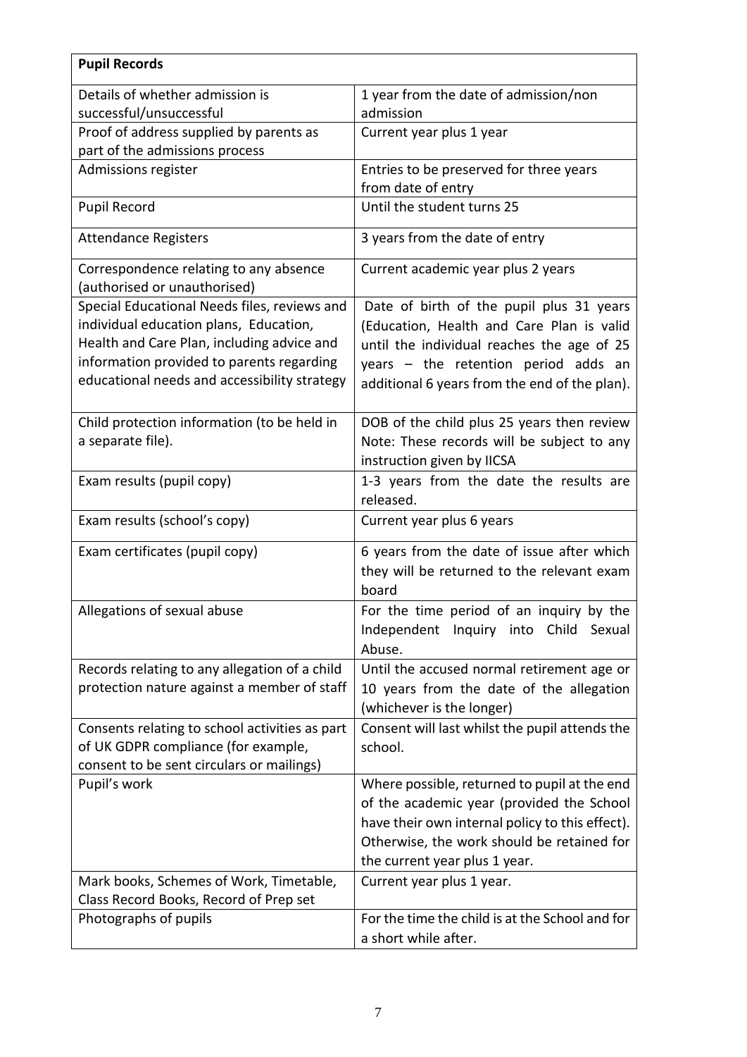| **Pupil Records** | |
|---|---|
| Details of whether admission is successful/unsuccessful | 1 year from the date of admission/non admission |
| Proof of address supplied by parents as part of the admissions process | Current year plus 1 year |
| Admissions register | Entries to be preserved for three years from date of entry |
| Pupil Record | Until the student turns 25 |
| Attendance Registers | 3 years from the date of entry |
| Correspondence relating to any absence (authorised or unauthorised) | Current academic year plus 2 years |
| Special Educational Needs files, reviews and individual education plans, Education, Health and Care Plan, including advice and information provided to parents regarding educational needs and accessibility strategy | Date of birth of the pupil plus 31 years (Education, Health and Care Plan is valid until the individual reaches the age of 25 years – the retention period adds an additional 6 years from the end of the plan). |
| Child protection information (to be held in a separate file). | DOB of the child plus 25 years then review Note: These records will be subject to any instruction given by IICSA |
| Exam results (pupil copy) | 1-3 years from the date the results are released. |
| Exam results (school's copy) | Current year plus 6 years |
| Exam certificates (pupil copy) | 6 years from the date of issue after which they will be returned to the relevant exam board |
| Allegations of sexual abuse | For the time period of an inquiry by the Independent Inquiry into Child Sexual Abuse. |
| Records relating to any allegation of a child protection nature against a member of staff | Until the accused normal retirement age or 10 years from the date of the allegation (whichever is the longer) |
| Consents relating to school activities as part of UK GDPR compliance (for example, consent to be sent circulars or mailings) | Consent will last whilst the pupil attends the school. |
| Pupil's work | Where possible, returned to pupil at the end of the academic year (provided the School have their own internal policy to this effect). Otherwise, the work should be retained for the current year plus 1 year. |
| Mark books, Schemes of Work, Timetable, Class Record Books, Record of Prep set | Current year plus 1 year. |
| Photographs of pupils | For the time the child is at the School and for a short while after. |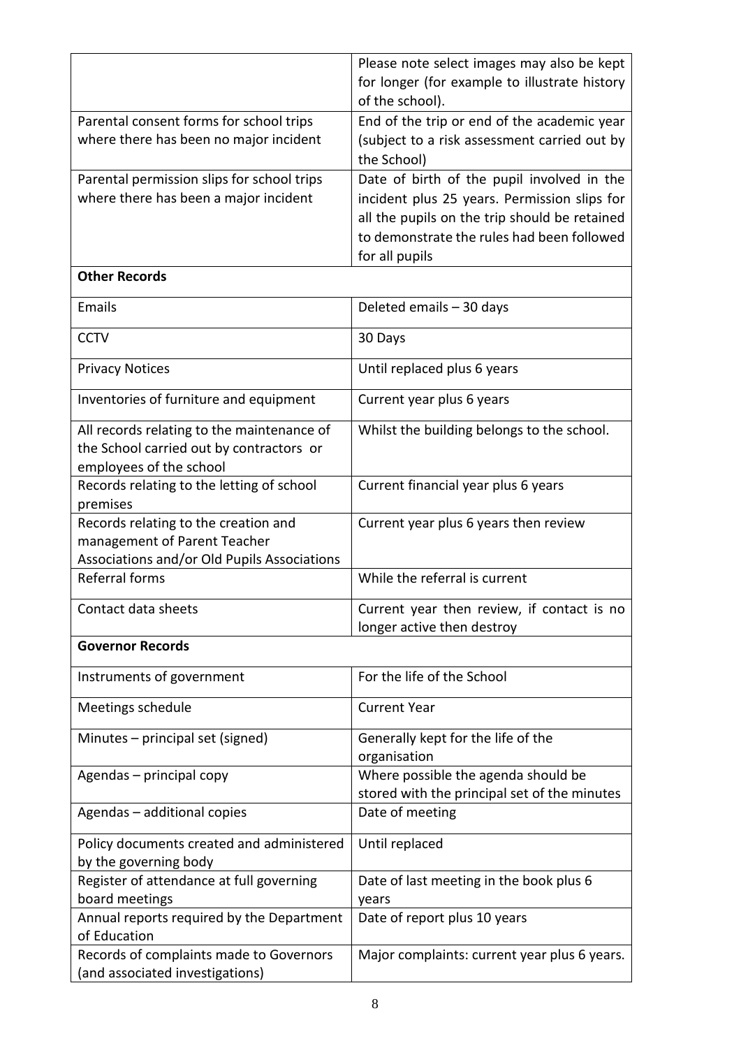| | |
|---|---|
| | Please note select images may also be kept for longer (for example to illustrate history of the school). |
| Parental consent forms for school trips where there has been no major incident | End of the trip or end of the academic year (subject to a risk assessment carried out by the School) |
| Parental permission slips for school trips where there has been a major incident | Date of birth of the pupil involved in the incident plus 25 years. Permission slips for all the pupils on the trip should be retained to demonstrate the rules had been followed for all pupils |
| **Other Records** | |
| Emails | Deleted emails – 30 days |
| CCTV | 30 Days |
| Privacy Notices | Until replaced plus 6 years |
| Inventories of furniture and equipment | Current year plus 6 years |
| All records relating to the maintenance of the School carried out by contractors or employees of the school | Whilst the building belongs to the school. |
| Records relating to the letting of school premises | Current financial year plus 6 years |
| Records relating to the creation and management of Parent Teacher Associations and/or Old Pupils Associations | Current year plus 6 years then review |
| Referral forms | While the referral is current |
| Contact data sheets | Current year then review, if contact is no longer active then destroy |
| **Governor Records** | |
| Instruments of government | For the life of the School |
| Meetings schedule | Current Year |
| Minutes – principal set (signed) | Generally kept for the life of the organisation |
| Agendas – principal copy | Where possible the agenda should be stored with the principal set of the minutes |
| Agendas – additional copies | Date of meeting |
| Policy documents created and administered by the governing body | Until replaced |
| Register of attendance at full governing board meetings | Date of last meeting in the book plus 6 years |
| Annual reports required by the Department of Education | Date of report plus 10 years |
| Records of complaints made to Governors (and associated investigations) | Major complaints: current year plus 6 years. |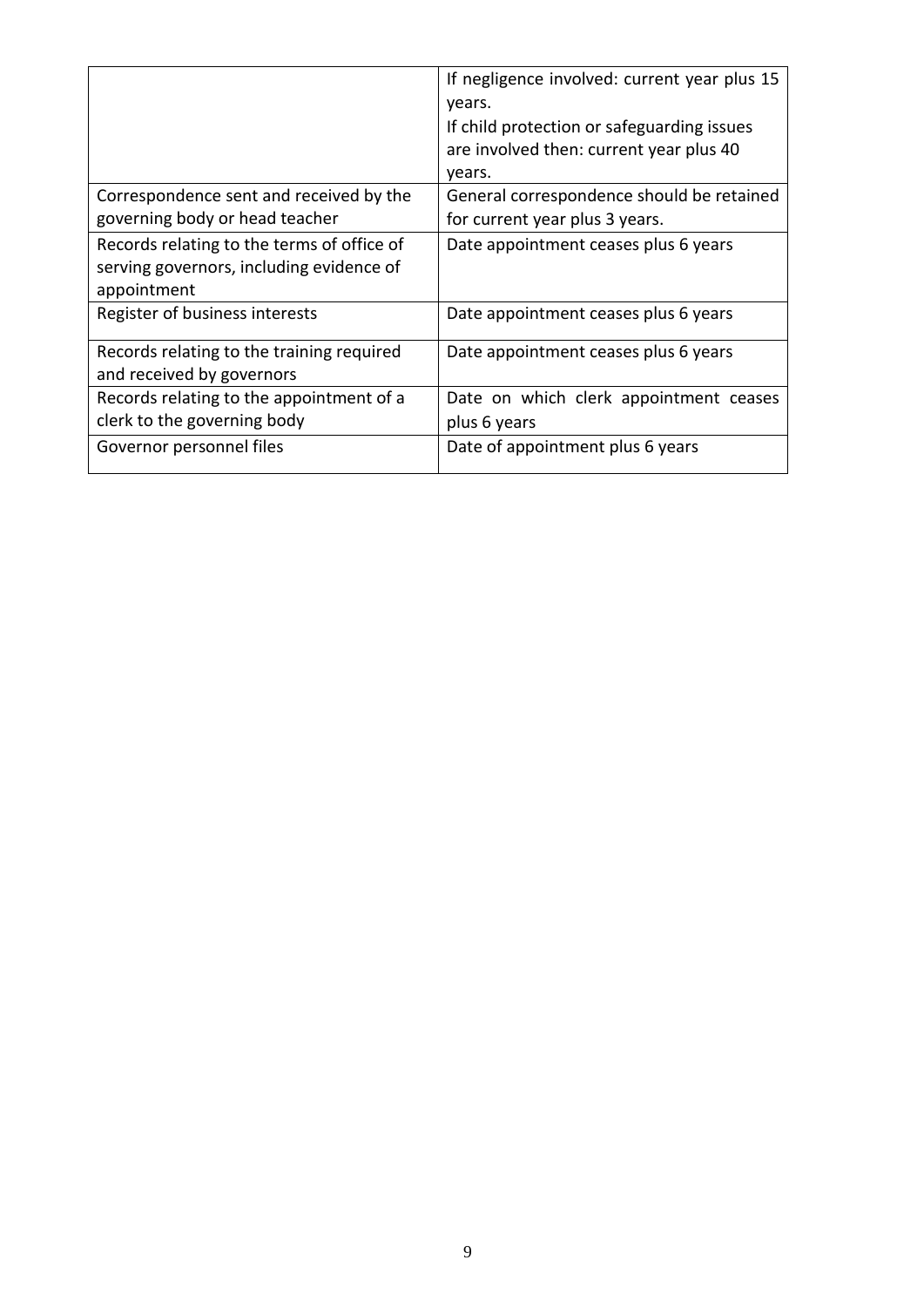| | |
|---|---|
| | If negligence involved: current year plus 15 years.<br>If child protection or safeguarding issues are involved then: current year plus 40 years. |
| Correspondence sent and received by the governing body or head teacher | General correspondence should be retained for current year plus 3 years. |
| Records relating to the terms of office of serving governors, including evidence of appointment | Date appointment ceases plus 6 years |
| Register of business interests | Date appointment ceases plus 6 years |
| Records relating to the training required and received by governors | Date appointment ceases plus 6 years |
| Records relating to the appointment of a clerk to the governing body | Date on which clerk appointment ceases plus 6 years |
| Governor personnel files | Date of appointment plus 6 years |